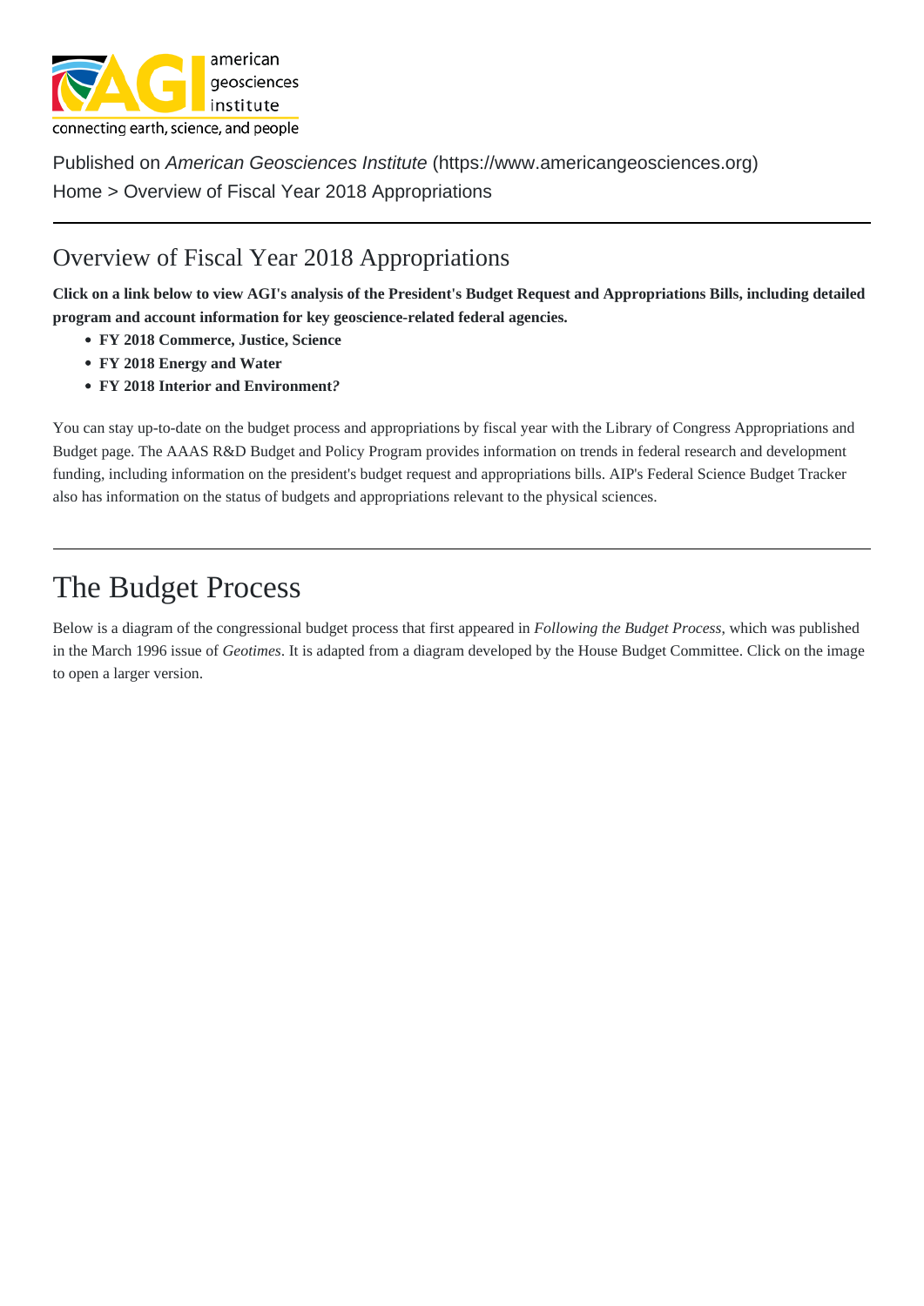Published on *American Geosciences Institute* (https://www.americangeosciences.org)

Home > Overview of Fiscal Year 2018 Appropriations

## Overview of Fiscal Year 2018 Appropriations

**Click on a link below to view AGI's analysis of the President's Budget Request and Appropriations Bills, including detailed program and account information for key geoscience-related federal agencies.**

- **FY 2018 Commerce, Justice, Science**
- **FY 2018 Energy and Water**
- **FY 2018 Interior and Environment?**

You can stay up-to-date on the budget process and appropriations by fiscal year with the Library of Congress Appropriations and Budget page. The AAAS R&D Budget and Policy Program provides information on trends in federal research and development funding, including information on the president's budget request and appropriations bills. AIP's Federal Science Budget Tracker also has information on the status of budgets and appropriations relevant to the physical sciences.

# The Budget Process

Below is a diagram of the congressional budget process that first appeared in *Following the Budget Process*, which was published in the March 1996 issue of *Geotimes*. It is adapted from a diagram developed by the House Budget Committee. Click on the image to open a larger version.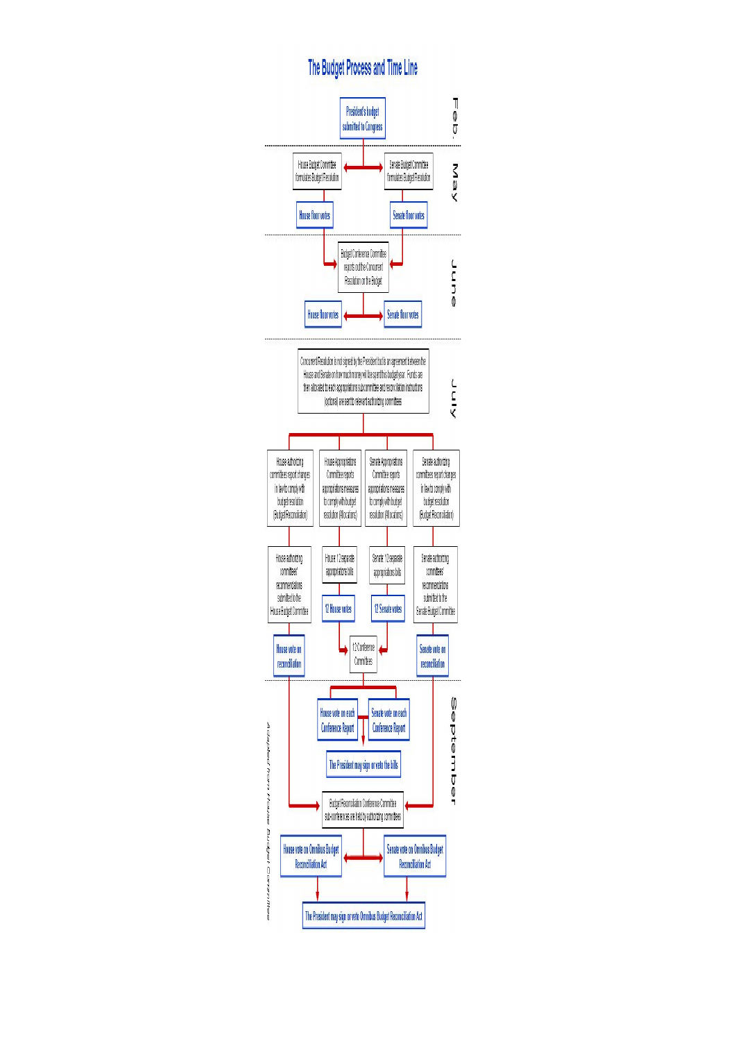# The Budget Process and Time Line

Feb.

President's budget submitted to Congress

May

House Budget Committee formulates Budget Resolution

Senate Budget Committee formulates Budget Resolution

House floor votes

Senate floor votes

June

Budget Conference Committee reports out the Concurrent Resolution on the Budget

House floor votes

Senate floor votes

July

Concurrent Resolution is not signed by the President but is an agreement between the House and Senate on how much money will be spent this budget year. Funds are then allocated to each appropriations subcommittee and reconciliation instructions (optional) are sent to relevant authorizing committees

House authorizing committees report changes in law to comply with budget resolution (Budget Reconciliation)

House Appropriations Committee reports appropriations measures to comply with budget resolution (Allocations)

Senate Appropriations Committee reports appropriations measures to comply with budget resolution (Allocations)

Senate authorizing committees report changes in law to comply with budget resolution (Budget Reconciliation)

House authorizing committees' recommendations submitted to the House Budget Committee

House 12 separate appropriations bills

Senate 12 separate appropriations bills

Senate authorizing committees' recommendations submitted to the Senate Budget Committee

House vote on reconciliation

12 House votes

12 Conference Committees

12 Senate votes

Senate vote on reconciliation

September

House vote on each Conference Report

Senate vote on each Conference Report

The President may sign or veto the bills

Budget Reconciliation Conference Committee sub-conferences are held by authorizing committees

House vote on Omnibus Budget Reconciliation Act

Senate vote on Omnibus Budget Reconciliation Act

The President may sign or veto Omnibus Budget Reconciliation Act

Adapted from House Budget Committee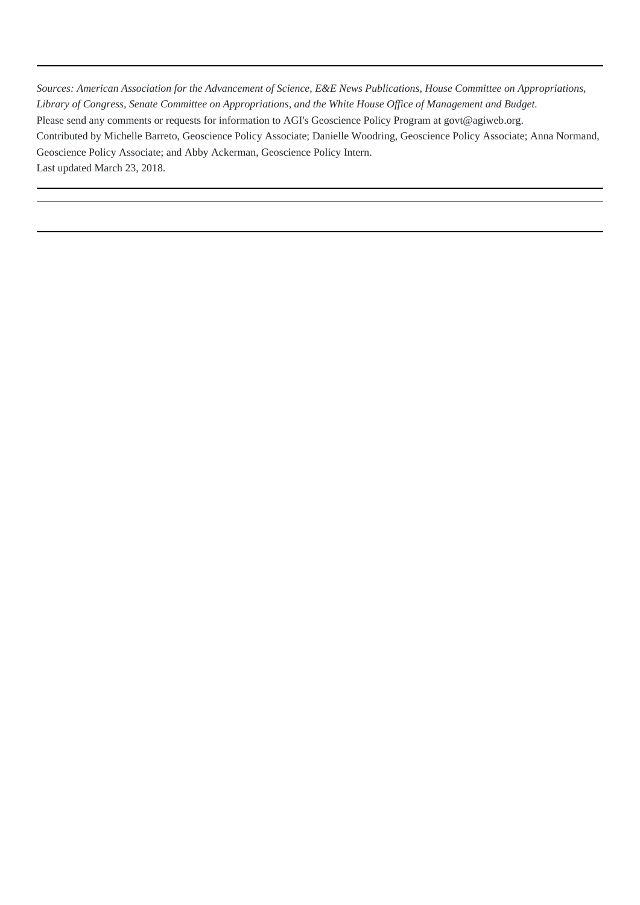---

*Sources: American Association for the Advancement of Science, E&E News Publications, House Committee on Appropriations, Library of Congress, Senate Committee on Appropriations, and the White House Office of Management and Budget.*

Please send any comments or requests for information to AGI's Geoscience Policy Program at govt@agiweb.org.

Contributed by Michelle Barreto, Geoscience Policy Associate; Danielle Woodring, Geoscience Policy Associate; Anna Normand, Geoscience Policy Associate; and Abby Ackerman, Geoscience Policy Intern.

Last updated March 23, 2018.

---